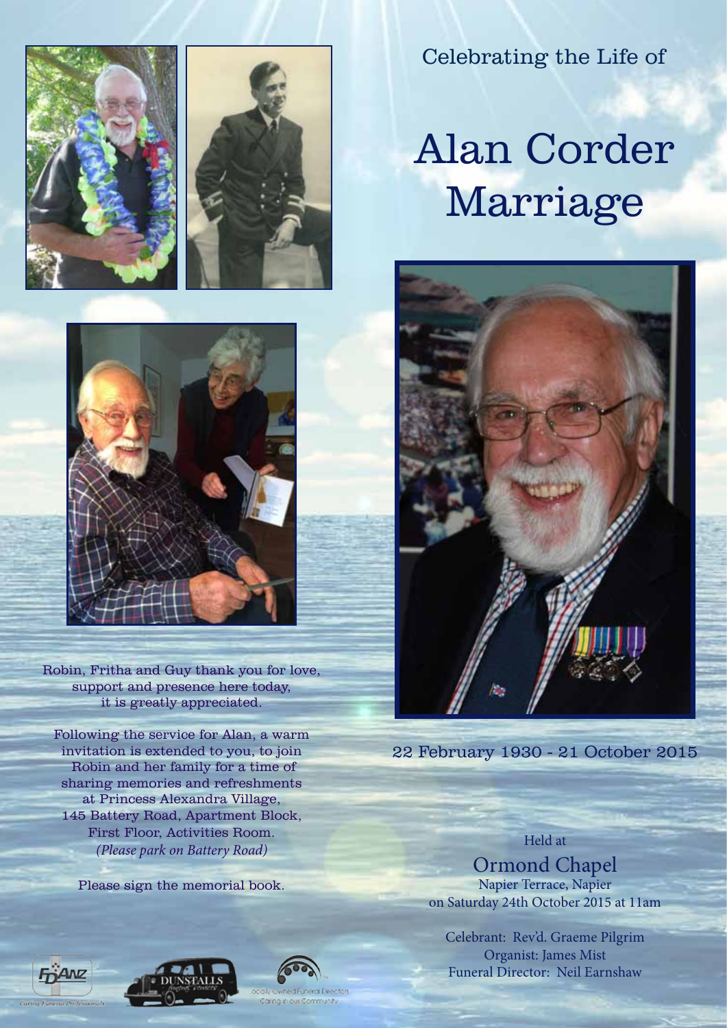Celebrating the Life of

# Alan Corder Marriage

22 February 1930 - 21 October 2015

Held at

## Ormond Chapel

Napier Terrace, Napier
on Saturday 24th October 2015 at 11am

Celebrant: Rev'd. Graeme Pilgrim
Organist: James Mist
Funeral Director: Neil Earnshaw

Robin, Fritha and Guy thank you for love, support and presence here today, it is greatly appreciated.

Following the service for Alan, a warm invitation is extended to you, to join Robin and her family for a time of sharing memories and refreshments at Princess Alexandra Village, 145 Battery Road, Apartment Block, First Floor, Activities Room.
*(Please park on Battery Road)*

Please sign the memorial book.

FDANZ Caring Funeral Professionals

DUNSTALLS funeral services

Locally Owned Funeral Directors Caring in our Community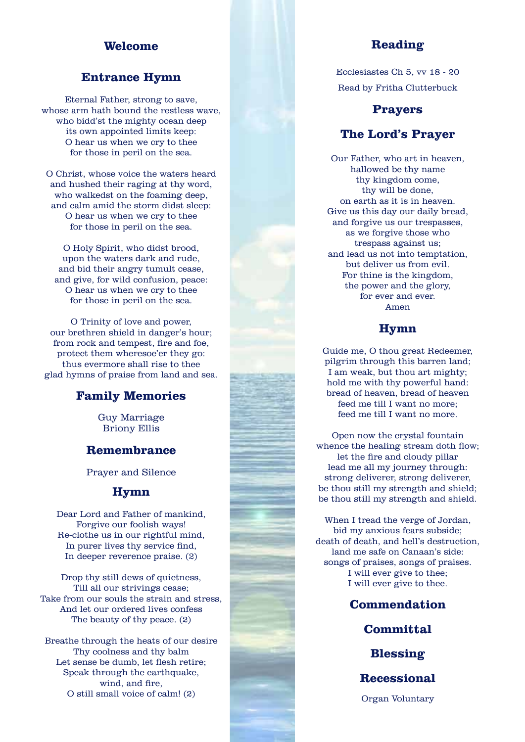## Welcome

## Entrance Hymn

Eternal Father, strong to save,
whose arm hath bound the restless wave,
who bidd'st the mighty ocean deep
its own appointed limits keep:
O hear us when we cry to thee
for those in peril on the sea.

O Christ, whose voice the waters heard
and hushed their raging at thy word,
who walkedst on the foaming deep,
and calm amid the storm didst sleep:
O hear us when we cry to thee
for those in peril on the sea.

O Holy Spirit, who didst brood,
upon the waters dark and rude,
and bid their angry tumult cease,
and give, for wild confusion, peace:
O hear us when we cry to thee
for those in peril on the sea.

O Trinity of love and power,
our brethren shield in danger's hour;
from rock and tempest, fire and foe,
protect them wheresoe'er they go:
thus evermore shall rise to thee
glad hymns of praise from land and sea.

## Family Memories

Guy Marriage
Briony Ellis

## Remembrance

Prayer and Silence

## Hymn

Dear Lord and Father of mankind,
Forgive our foolish ways!
Re-clothe us in our rightful mind,
In purer lives thy service find,
In deeper reverence praise. (2)

Drop thy still dews of quietness,
Till all our strivings cease;
Take from our souls the strain and stress,
And let our ordered lives confess
The beauty of thy peace. (2)

Breathe through the heats of our desire
Thy coolness and thy balm
Let sense be dumb, let flesh retire;
Speak through the earthquake,
wind, and fire,
O still small voice of calm! (2)

## Reading

Ecclesiastes Ch 5, vv 18 - 20

Read by Fritha Clutterbuck

## Prayers

## The Lord's Prayer

Our Father, who art in heaven,
hallowed be thy name
thy kingdom come,
thy will be done,
on earth as it is in heaven.
Give us this day our daily bread,
and forgive us our trespasses,
as we forgive those who
trespass against us;
and lead us not into temptation,
but deliver us from evil.
For thine is the kingdom,
the power and the glory,
for ever and ever.
Amen

## Hymn

Guide me, O thou great Redeemer,
pilgrim through this barren land;
I am weak, but thou art mighty;
hold me with thy powerful hand:
bread of heaven, bread of heaven
feed me till I want no more;
feed me till I want no more.

Open now the crystal fountain
whence the healing stream doth flow;
let the fire and cloudy pillar
lead me all my journey through:
strong deliverer, strong deliverer,
be thou still my strength and shield;
be thou still my strength and shield.

When I tread the verge of Jordan,
bid my anxious fears subside;
death of death, and hell's destruction,
land me safe on Canaan's side:
songs of praises, songs of praises.
I will ever give to thee;
I will ever give to thee.

## Commendation

## Committal

## Blessing

## Recessional

Organ Voluntary